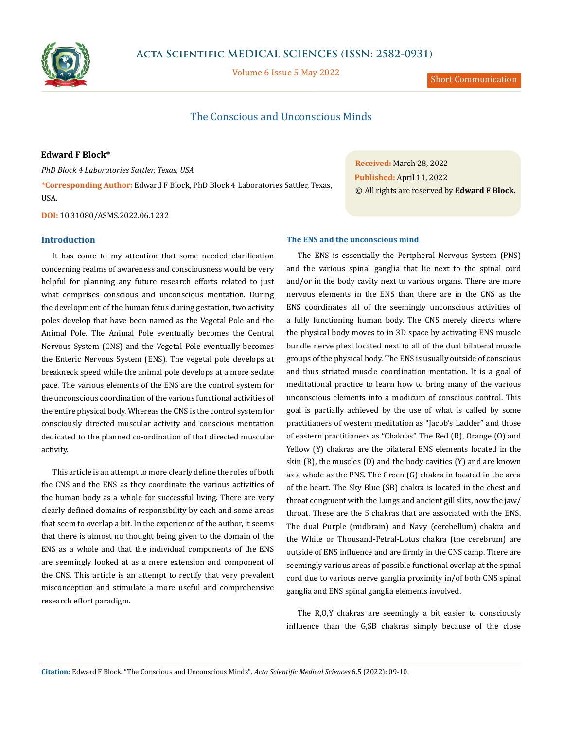# The Conscious and Unconscious Minds

**Edward F Block***

*PhD Block 4 Laboratories Sattler, Texas, USA*

***Corresponding Author:** Edward F Block, PhD Block 4 Laboratories Sattler, Texas, USA.

**DOI:** 10.31080/ASMS.2022.06.1232

**Received:** March 28, 2022
**Published:** April 11, 2022
© All rights are reserved by **Edward F Block.**

## Introduction

It has come to my attention that some needed clarification concerning realms of awareness and consciousness would be very helpful for planning any future research efforts related to just what comprises conscious and unconscious mentation. During the development of the human fetus during gestation, two activity poles develop that have been named as the Vegetal Pole and the Animal Pole. The Animal Pole eventually becomes the Central Nervous System (CNS) and the Vegetal Pole eventually becomes the Enteric Nervous System (ENS). The vegetal pole develops at breakneck speed while the animal pole develops at a more sedate pace. The various elements of the ENS are the control system for the unconscious coordination of the various functional activities of the entire physical body. Whereas the CNS is the control system for consciously directed muscular activity and conscious mentation dedicated to the planned co-ordination of that directed muscular activity.

This article is an attempt to more clearly define the roles of both the CNS and the ENS as they coordinate the various activities of the human body as a whole for successful living. There are very clearly defined domains of responsibility by each and some areas that seem to overlap a bit. In the experience of the author, it seems that there is almost no thought being given to the domain of the ENS as a whole and that the individual components of the ENS are seemingly looked at as a mere extension and component of the CNS. This article is an attempt to rectify that very prevalent misconception and stimulate a more useful and comprehensive research effort paradigm.

## The ENS and the unconscious mind

The ENS is essentially the Peripheral Nervous System (PNS) and the various spinal ganglia that lie next to the spinal cord and/or in the body cavity next to various organs. There are more nervous elements in the ENS than there are in the CNS as the ENS coordinates all of the seemingly unconscious activities of a fully functioning human body. The CNS merely directs where the physical body moves to in 3D space by activating ENS muscle bundle nerve plexi located next to all of the dual bilateral muscle groups of the physical body. The ENS is usually outside of conscious and thus striated muscle coordination mentation. It is a goal of meditational practice to learn how to bring many of the various unconscious elements into a modicum of conscious control. This goal is partially achieved by the use of what is called by some practitianers of western meditation as "Jacob's Ladder" and those of eastern practitianers as "Chakras". The Red (R), Orange (O) and Yellow (Y) chakras are the bilateral ENS elements located in the skin (R), the muscles (O) and the body cavities (Y) and are known as a whole as the PNS. The Green (G) chakra in located in the area of the heart. The Sky Blue (SB) chakra is located in the chest and throat congruent with the Lungs and ancient gill slits, now the jaw/throat. These are the 5 chakras that are associated with the ENS. The dual Purple (midbrain) and Navy (cerebellum) chakra and the White or Thousand-Petral-Lotus chakra (the cerebrum) are outside of ENS influence and are firmly in the CNS camp. There are seemingly various areas of possible functional overlap at the spinal cord due to various nerve ganglia proximity in/of both CNS spinal ganglia and ENS spinal ganglia elements involved.

The R,O,Y chakras are seemingly a bit easier to consciously influence than the G,SB chakras simply because of the close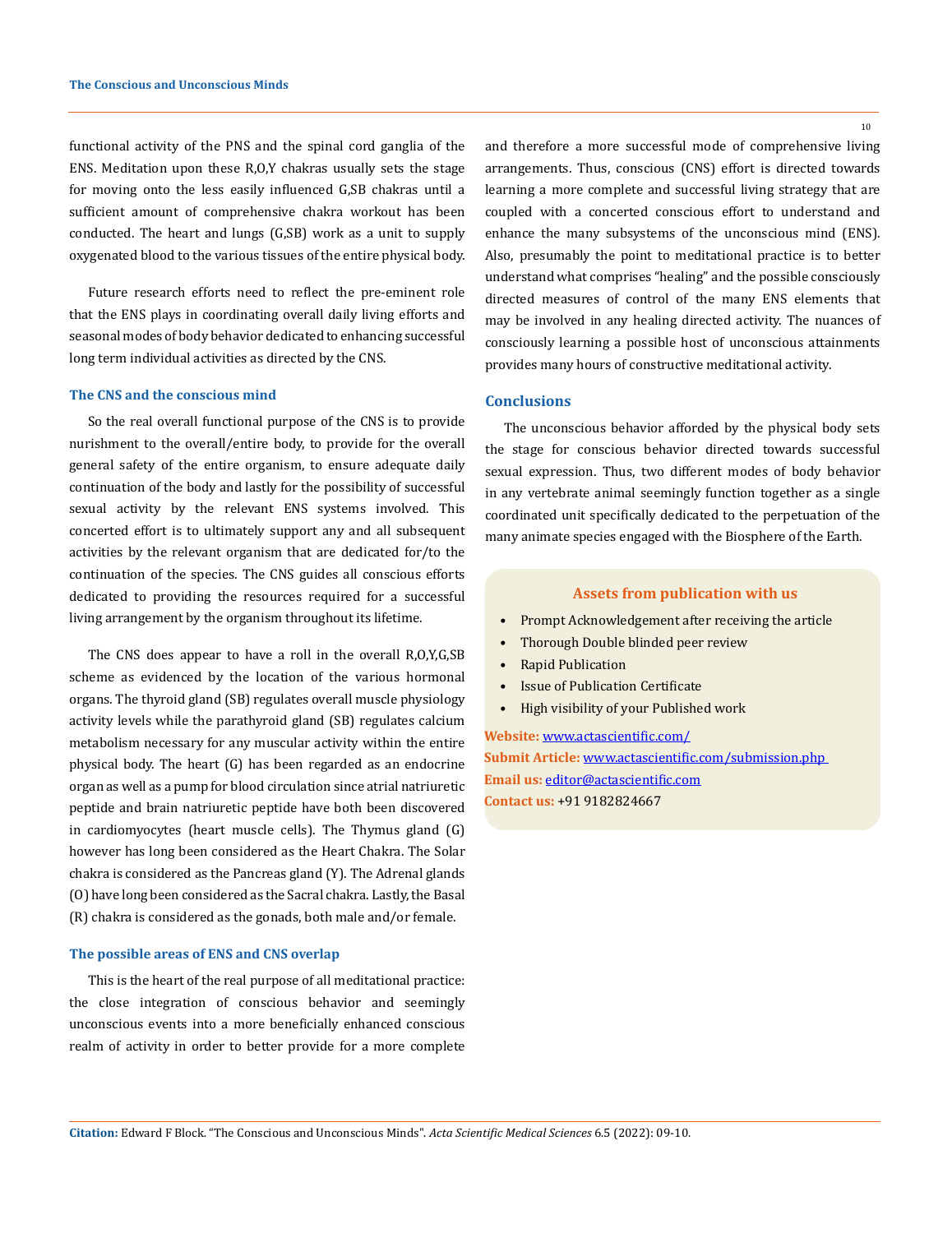functional activity of the PNS and the spinal cord ganglia of the ENS. Meditation upon these R,O,Y chakras usually sets the stage for moving onto the less easily influenced G,SB chakras until a sufficient amount of comprehensive chakra workout has been conducted. The heart and lungs (G,SB) work as a unit to supply oxygenated blood to the various tissues of the entire physical body.

Future research efforts need to reflect the pre-eminent role that the ENS plays in coordinating overall daily living efforts and seasonal modes of body behavior dedicated to enhancing successful long term individual activities as directed by the CNS.

### The CNS and the conscious mind

So the real overall functional purpose of the CNS is to provide nurishment to the overall/entire body, to provide for the overall general safety of the entire organism, to ensure adequate daily continuation of the body and lastly for the possibility of successful sexual activity by the relevant ENS systems involved. This concerted effort is to ultimately support any and all subsequent activities by the relevant organism that are dedicated for/to the continuation of the species. The CNS guides all conscious efforts dedicated to providing the resources required for a successful living arrangement by the organism throughout its lifetime.

The CNS does appear to have a roll in the overall R,O,Y,G,SB scheme as evidenced by the location of the various hormonal organs. The thyroid gland (SB) regulates overall muscle physiology activity levels while the parathyroid gland (SB) regulates calcium metabolism necessary for any muscular activity within the entire physical body. The heart (G) has been regarded as an endocrine organ as well as a pump for blood circulation since atrial natriuretic peptide and brain natriuretic peptide have both been discovered in cardiomyocytes (heart muscle cells). The Thymus gland (G) however has long been considered as the Heart Chakra. The Solar chakra is considered as the Pancreas gland (Y). The Adrenal glands (O) have long been considered as the Sacral chakra. Lastly, the Basal (R) chakra is considered as the gonads, both male and/or female.

### The possible areas of ENS and CNS overlap

This is the heart of the real purpose of all meditational practice: the close integration of conscious behavior and seemingly unconscious events into a more beneficially enhanced conscious realm of activity in order to better provide for a more complete and therefore a more successful mode of comprehensive living arrangements. Thus, conscious (CNS) effort is directed towards learning a more complete and successful living strategy that are coupled with a concerted conscious effort to understand and enhance the many subsystems of the unconscious mind (ENS). Also, presumably the point to meditational practice is to better understand what comprises "healing" and the possible consciously directed measures of control of the many ENS elements that may be involved in any healing directed activity. The nuances of consciously learning a possible host of unconscious attainments provides many hours of constructive meditational activity.

## Conclusions

The unconscious behavior afforded by the physical body sets the stage for conscious behavior directed towards successful sexual expression. Thus, two different modes of body behavior in any vertebrate animal seemingly function together as a single coordinated unit specifically dedicated to the perpetuation of the many animate species engaged with the Biosphere of the Earth.

### Assets from publication with us

- Prompt Acknowledgement after receiving the article
- Thorough Double blinded peer review
- Rapid Publication
- Issue of Publication Certificate
- High visibility of your Published work

**Website:** www.actascientific.com/
**Submit Article:** www.actascientific.com/submission.php
**Email us:** editor@actascientific.com
**Contact us:** +91 9182824667